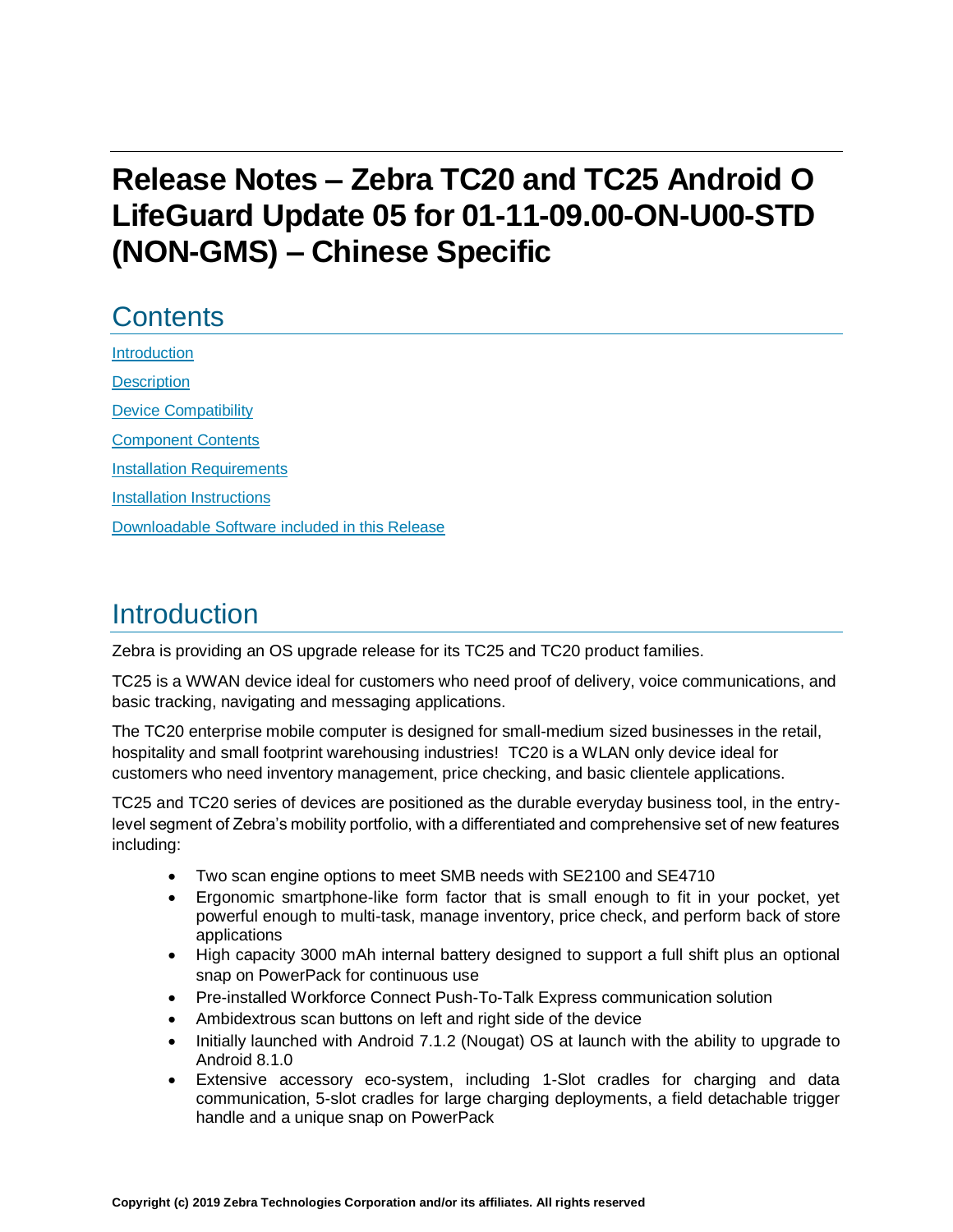# Release Notes – Zebra TC20 and TC25 Android O LifeGuard Update 05 for 01-11-09.00-ON-U00-STD (NON-GMS) – Chinese Specific

## Contents

[Introduction](#introduction)

[Description](#description)

[Device Compatibility](#device-compatibility)

[Component Contents](#component-contents)

[Installation Requirements](#installation-requirements)

[Installation Instructions](#installation-instructions)

[Downloadable Software included in this Release](#downloadable-software-included-in-this-release)

## Introduction

Zebra is providing an OS upgrade release for its TC25 and TC20 product families.

TC25 is a WWAN device ideal for customers who need proof of delivery, voice communications, and basic tracking, navigating and messaging applications.

The TC20 enterprise mobile computer is designed for small-medium sized businesses in the retail, hospitality and small footprint warehousing industries! TC20 is a WLAN only device ideal for customers who need inventory management, price checking, and basic clientele applications.

TC25 and TC20 series of devices are positioned as the durable everyday business tool, in the entry-level segment of Zebra's mobility portfolio, with a differentiated and comprehensive set of new features including:

- Two scan engine options to meet SMB needs with SE2100 and SE4710
- Ergonomic smartphone-like form factor that is small enough to fit in your pocket, yet powerful enough to multi-task, manage inventory, price check, and perform back of store applications
- High capacity 3000 mAh internal battery designed to support a full shift plus an optional snap on PowerPack for continuous use
- Pre-installed Workforce Connect Push-To-Talk Express communication solution
- Ambidextrous scan buttons on left and right side of the device
- Initially launched with Android 7.1.2 (Nougat) OS at launch with the ability to upgrade to Android 8.1.0
- Extensive accessory eco-system, including 1-Slot cradles for charging and data communication, 5-slot cradles for large charging deployments, a field detachable trigger handle and a unique snap on PowerPack

**Copyright (c) 2019 Zebra Technologies Corporation and/or its affiliates. All rights reserved**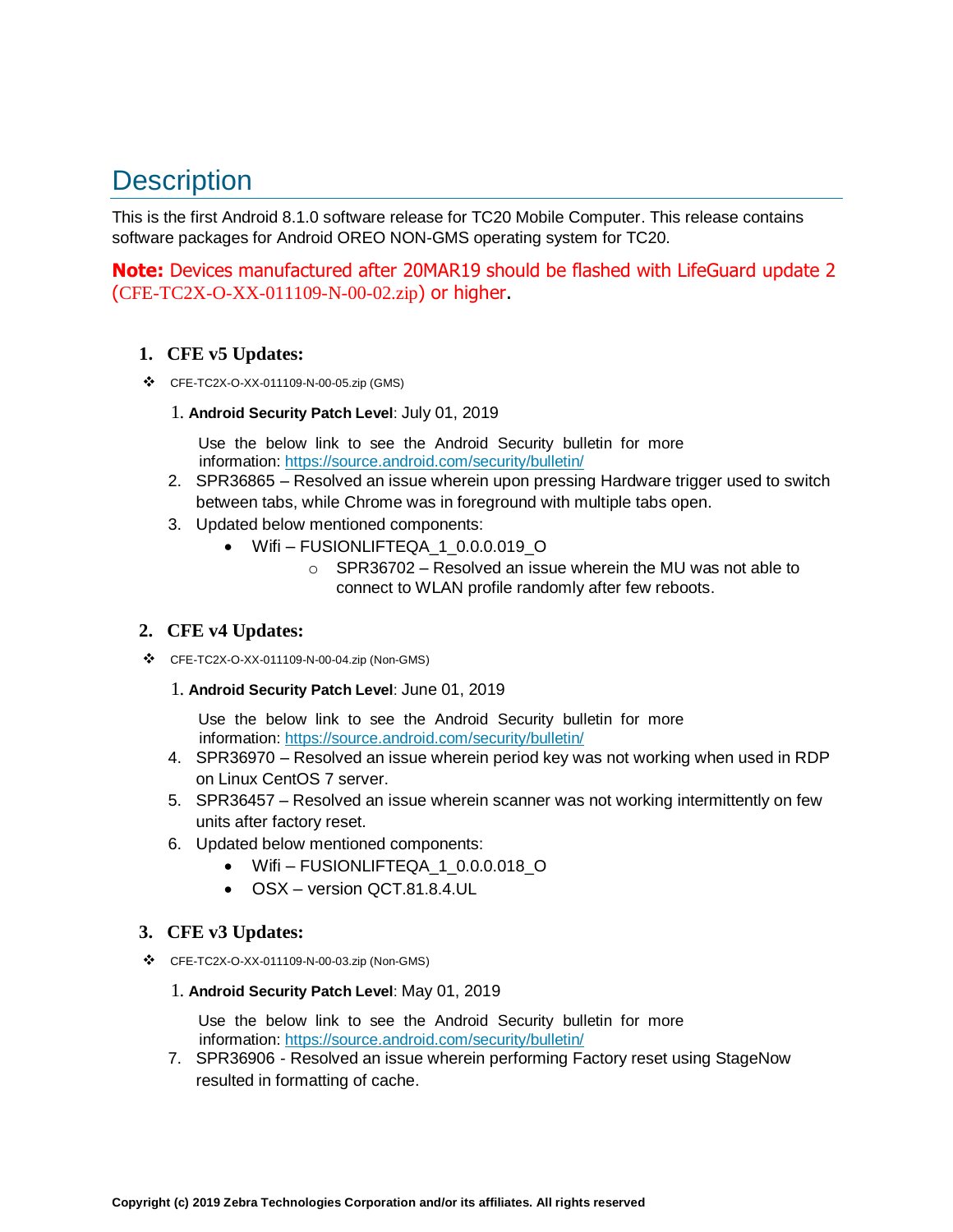# Description

This is the first Android 8.1.0 software release for TC20 Mobile Computer. This release contains software packages for Android OREO NON-GMS operating system for TC20.

**Note:** Devices manufactured after 20MAR19 should be flashed with LifeGuard update 2 (CFE-TC2X-O-XX-011109-N-00-02.zip) or higher.

## 1. CFE v5 Updates:

- CFE-TC2X-O-XX-011109-N-00-05.zip (GMS)

  1. **Android Security Patch Level**: July 01, 2019

     Use the below link to see the Android Security bulletin for more information: https://source.android.com/security/bulletin/
  2. SPR36865 – Resolved an issue wherein upon pressing Hardware trigger used to switch between tabs, while Chrome was in foreground with multiple tabs open.
  3. Updated below mentioned components:
     - Wifi – FUSIONLIFTEQA_1_0.0.0.019_O
       - SPR36702 – Resolved an issue wherein the MU was not able to connect to WLAN profile randomly after few reboots.

## 2. CFE v4 Updates:

- CFE-TC2X-O-XX-011109-N-00-04.zip (Non-GMS)

  1. **Android Security Patch Level**: June 01, 2019

     Use the below link to see the Android Security bulletin for more information: https://source.android.com/security/bulletin/
  4. SPR36970 – Resolved an issue wherein period key was not working when used in RDP on Linux CentOS 7 server.
  5. SPR36457 – Resolved an issue wherein scanner was not working intermittently on few units after factory reset.
  6. Updated below mentioned components:
     - Wifi – FUSIONLIFTEQA_1_0.0.0.018_O
     - OSX – version QCT.81.8.4.UL

## 3. CFE v3 Updates:

- CFE-TC2X-O-XX-011109-N-00-03.zip (Non-GMS)

  1. **Android Security Patch Level**: May 01, 2019

     Use the below link to see the Android Security bulletin for more information: https://source.android.com/security/bulletin/
  7. SPR36906 - Resolved an issue wherein performing Factory reset using StageNow resulted in formatting of cache.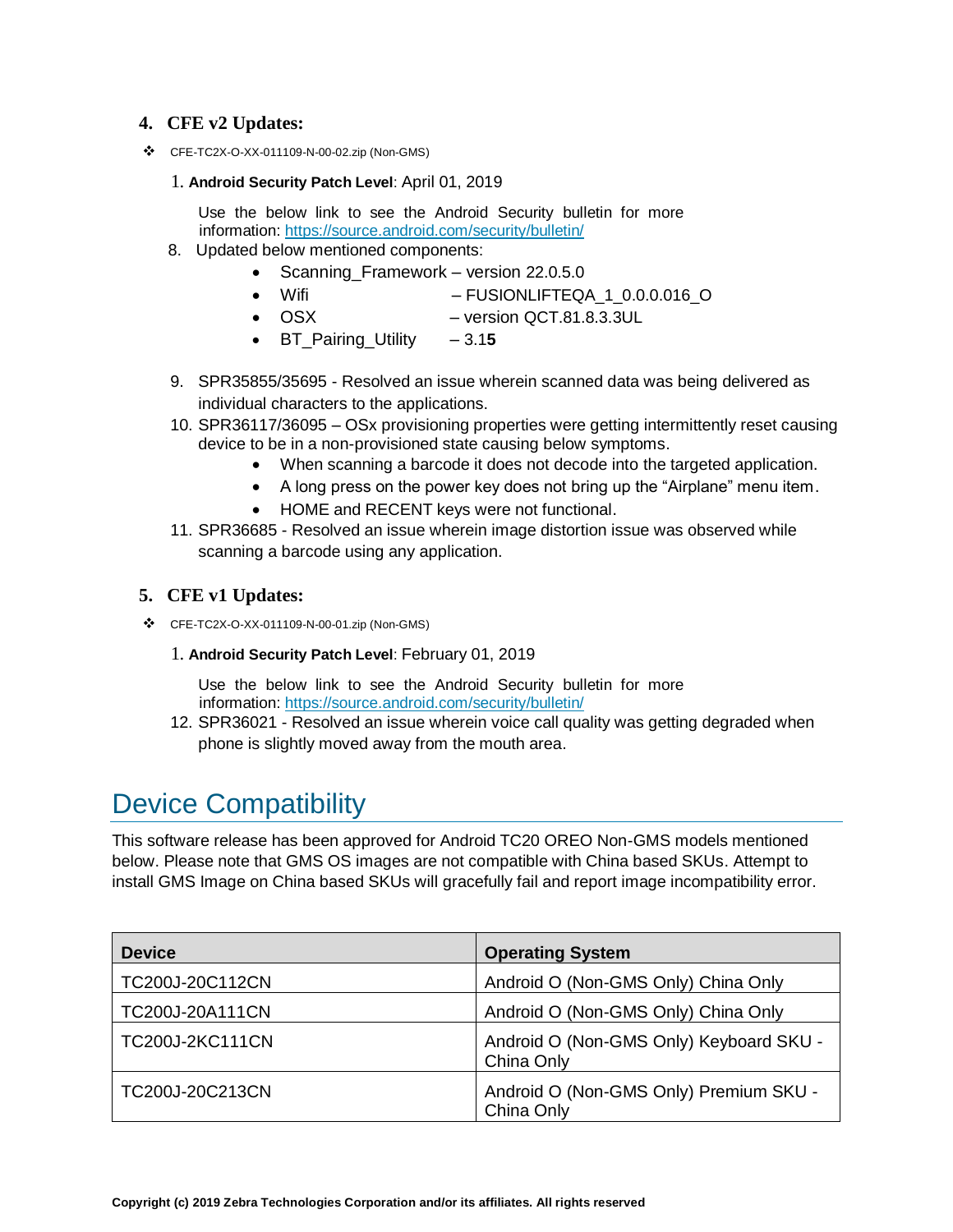## 4. CFE v2 Updates:

- CFE-TC2X-O-XX-011109-N-00-02.zip (Non-GMS)

1. **Android Security Patch Level**: April 01, 2019

   Use the below link to see the Android Security bulletin for more information: https://source.android.com/security/bulletin/

8. Updated below mentioned components:
   - Scanning_Framework – version 22.0.5.0
   - Wifi – FUSIONLIFTEQA_1_0.0.0.016_O
   - OSX – version QCT.81.8.3.3UL
   - BT_Pairing_Utility – 3.1**5**

9. SPR35855/35695 - Resolved an issue wherein scanned data was being delivered as individual characters to the applications.
10. SPR36117/36095 – OSx provisioning properties were getting intermittently reset causing device to be in a non-provisioned state causing below symptoms.
    - When scanning a barcode it does not decode into the targeted application.
    - A long press on the power key does not bring up the "Airplane" menu item.
    - HOME and RECENT keys were not functional.
11. SPR36685 - Resolved an issue wherein image distortion issue was observed while scanning a barcode using any application.

## 5. CFE v1 Updates:

- CFE-TC2X-O-XX-011109-N-00-01.zip (Non-GMS)

1. **Android Security Patch Level**: February 01, 2019

   Use the below link to see the Android Security bulletin for more information: https://source.android.com/security/bulletin/

12. SPR36021 - Resolved an issue wherein voice call quality was getting degraded when phone is slightly moved away from the mouth area.

# Device Compatibility

This software release has been approved for Android TC20 OREO Non-GMS models mentioned below. Please note that GMS OS images are not compatible with China based SKUs. Attempt to install GMS Image on China based SKUs will gracefully fail and report image incompatibility error.

| Device | Operating System |
| --- | --- |
| TC200J-20C112CN | Android O (Non-GMS Only) China Only |
| TC200J-20A111CN | Android O (Non-GMS Only) China Only |
| TC200J-2KC111CN | Android O (Non-GMS Only) Keyboard SKU - China Only |
| TC200J-20C213CN | Android O (Non-GMS Only) Premium SKU - China Only |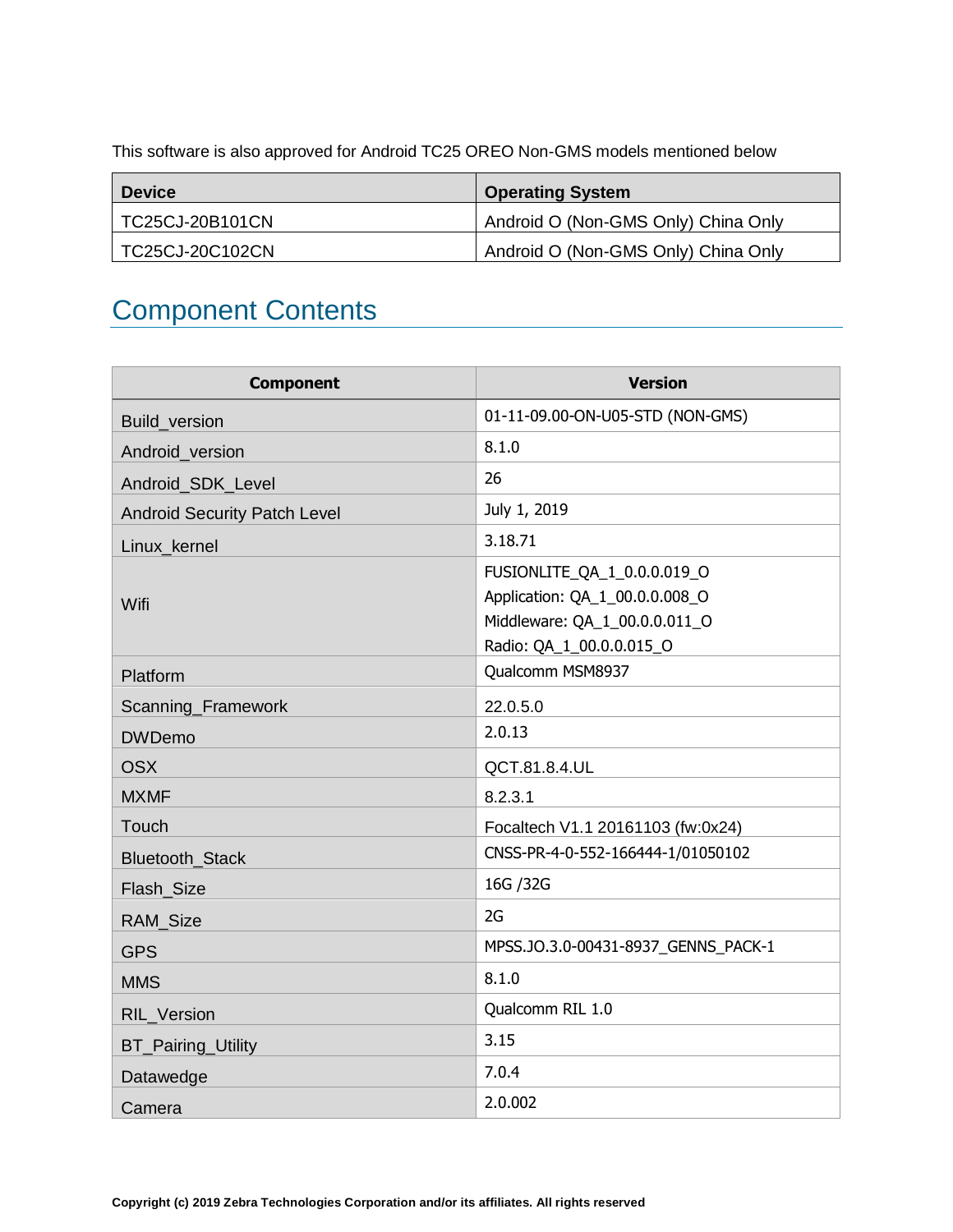This software is also approved for Android TC25 OREO Non-GMS models mentioned below

| Device | Operating System |
| --- | --- |
| TC25CJ-20B101CN | Android O (Non-GMS Only) China Only |
| TC25CJ-20C102CN | Android O (Non-GMS Only) China Only |

## Component Contents

| Component | Version |
| --- | --- |
| Build_version | 01-11-09.00-ON-U05-STD (NON-GMS) |
| Android_version | 8.1.0 |
| Android_SDK_Level | 26 |
| Android Security Patch Level | July 1, 2019 |
| Linux_kernel | 3.18.71 |
| Wifi | FUSIONLITE_QA_1_0.0.0.019_O<br>Application: QA_1_00.0.0.008_O<br>Middleware: QA_1_00.0.0.011_O<br>Radio: QA_1_00.0.0.015_O |
| Platform | Qualcomm MSM8937 |
| Scanning_Framework | 22.0.5.0 |
| DWDemo | 2.0.13 |
| OSX | QCT.81.8.4.UL |
| MXMF | 8.2.3.1 |
| Touch | Focaltech V1.1 20161103 (fw:0x24) |
| Bluetooth_Stack | CNSS-PR-4-0-552-166444-1/01050102 |
| Flash_Size | 16G /32G |
| RAM_Size | 2G |
| GPS | MPSS.JO.3.0-00431-8937_GENNS_PACK-1 |
| MMS | 8.1.0 |
| RIL_Version | Qualcomm RIL 1.0 |
| BT_Pairing_Utility | 3.15 |
| Datawedge | 7.0.4 |
| Camera | 2.0.002 |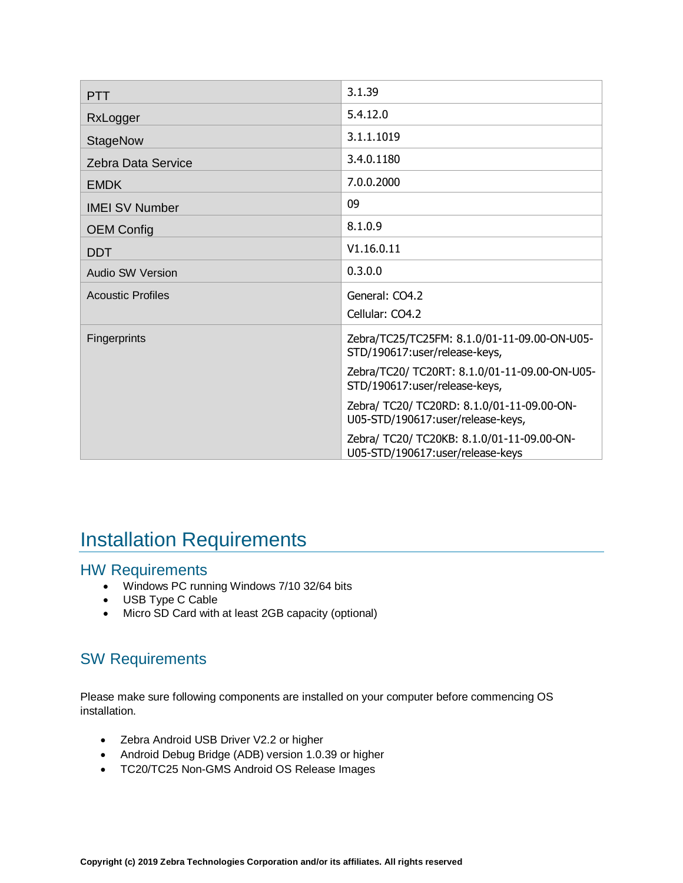| | |
|---|---|
| PTT | 3.1.39 |
| RxLogger | 5.4.12.0 |
| StageNow | 3.1.1.1019 |
| Zebra Data Service | 3.4.0.1180 |
| EMDK | 7.0.0.2000 |
| IMEI SV Number | 09 |
| OEM Config | 8.1.0.9 |
| DDT | V1.16.0.11 |
| Audio SW Version | 0.3.0.0 |
| Acoustic Profiles | General: CO4.2<br>Cellular: CO4.2 |
| Fingerprints | Zebra/TC25/TC25FM: 8.1.0/01-11-09.00-ON-U05-STD/190617:user/release-keys,<br>Zebra/TC20/ TC20RT: 8.1.0/01-11-09.00-ON-U05-STD/190617:user/release-keys,<br>Zebra/ TC20/ TC20RD: 8.1.0/01-11-09.00-ON-U05-STD/190617:user/release-keys,<br>Zebra/ TC20/ TC20KB: 8.1.0/01-11-09.00-ON-U05-STD/190617:user/release-keys |

# Installation Requirements

## HW Requirements

- Windows PC running Windows 7/10 32/64 bits
- USB Type C Cable
- Micro SD Card with at least 2GB capacity (optional)

## SW Requirements

Please make sure following components are installed on your computer before commencing OS installation.

- Zebra Android USB Driver V2.2 or higher
- Android Debug Bridge (ADB) version 1.0.39 or higher
- TC20/TC25 Non-GMS Android OS Release Images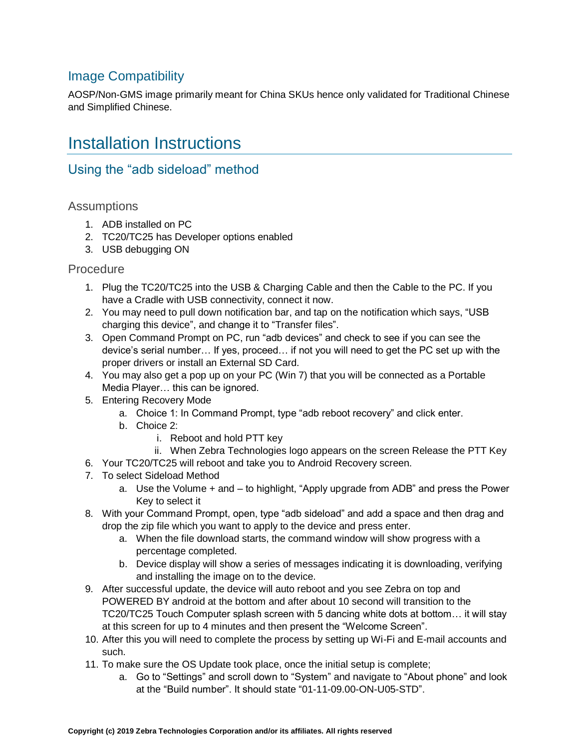## Image Compatibility

AOSP/Non-GMS image primarily meant for China SKUs hence only validated for Traditional Chinese and Simplified Chinese.

# Installation Instructions

## Using the “adb sideload” method

### Assumptions

1. ADB installed on PC
2. TC20/TC25 has Developer options enabled
3. USB debugging ON

### Procedure

1. Plug the TC20/TC25 into the USB & Charging Cable and then the Cable to the PC. If you have a Cradle with USB connectivity, connect it now.
2. You may need to pull down notification bar, and tap on the notification which says, “USB charging this device”, and change it to “Transfer files”.
3. Open Command Prompt on PC, run “adb devices” and check to see if you can see the device’s serial number… If yes, proceed… if not you will need to get the PC set up with the proper drivers or install an External SD Card.
4. You may also get a pop up on your PC (Win 7) that you will be connected as a Portable Media Player… this can be ignored.
5. Entering Recovery Mode
   a. Choice 1: In Command Prompt, type “adb reboot recovery” and click enter.
   b. Choice 2:
      i. Reboot and hold PTT key
      ii. When Zebra Technologies logo appears on the screen Release the PTT Key
6. Your TC20/TC25 will reboot and take you to Android Recovery screen.
7. To select Sideload Method
   a. Use the Volume + and – to highlight, “Apply upgrade from ADB” and press the Power Key to select it
8. With your Command Prompt, open, type “adb sideload” and add a space and then drag and drop the zip file which you want to apply to the device and press enter.
   a. When the file download starts, the command window will show progress with a percentage completed.
   b. Device display will show a series of messages indicating it is downloading, verifying and installing the image on to the device.
9. After successful update, the device will auto reboot and you see Zebra on top and POWERED BY android at the bottom and after about 10 second will transition to the TC20/TC25 Touch Computer splash screen with 5 dancing white dots at bottom… it will stay at this screen for up to 4 minutes and then present the “Welcome Screen”.
10. After this you will need to complete the process by setting up Wi-Fi and E-mail accounts and such.
11. To make sure the OS Update took place, once the initial setup is complete;
    a. Go to “Settings” and scroll down to “System” and navigate to “About phone” and look at the “Build number”. It should state “01-11-09.00-ON-U05-STD”.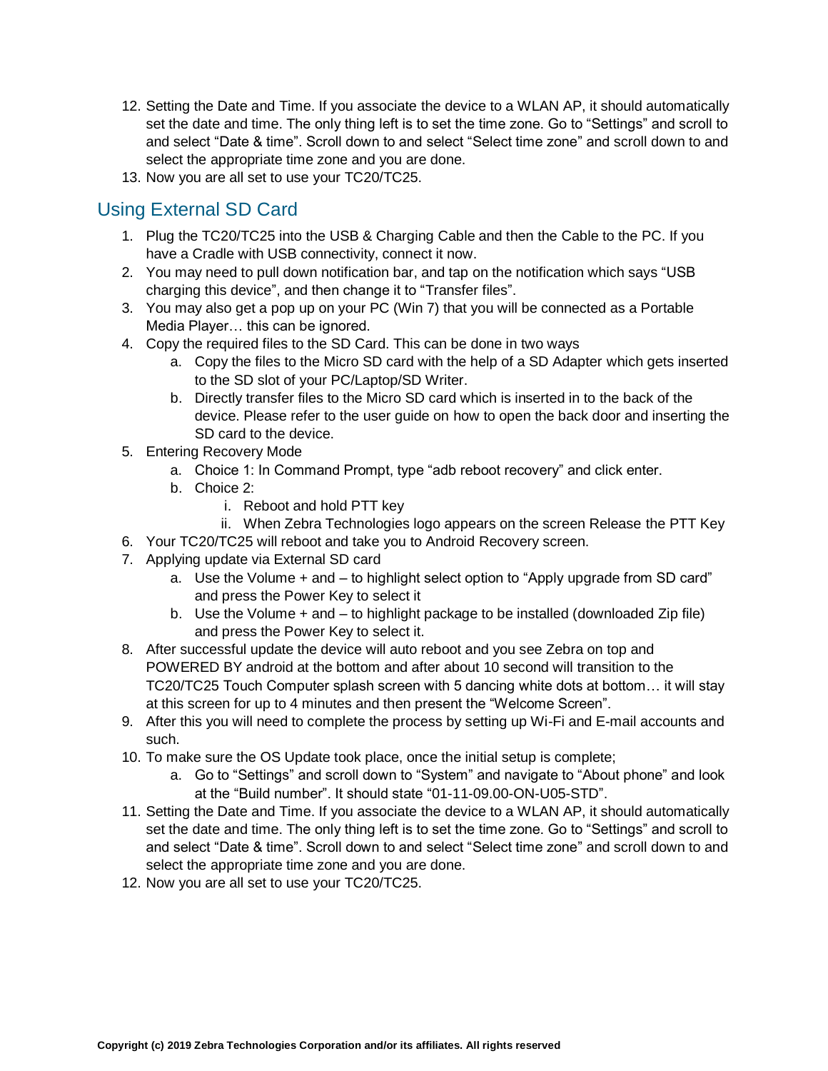12. Setting the Date and Time. If you associate the device to a WLAN AP, it should automatically set the date and time. The only thing left is to set the time zone. Go to “Settings” and scroll to and select “Date & time”. Scroll down to and select “Select time zone” and scroll down to and select the appropriate time zone and you are done.
13. Now you are all set to use your TC20/TC25.

## Using External SD Card

1. Plug the TC20/TC25 into the USB & Charging Cable and then the Cable to the PC. If you have a Cradle with USB connectivity, connect it now.
2. You may need to pull down notification bar, and tap on the notification which says “USB charging this device”, and then change it to “Transfer files”.
3. You may also get a pop up on your PC (Win 7) that you will be connected as a Portable Media Player… this can be ignored.
4. Copy the required files to the SD Card. This can be done in two ways
    a. Copy the files to the Micro SD card with the help of a SD Adapter which gets inserted to the SD slot of your PC/Laptop/SD Writer.
    b. Directly transfer files to the Micro SD card which is inserted in to the back of the device. Please refer to the user guide on how to open the back door and inserting the SD card to the device.
5. Entering Recovery Mode
    a. Choice 1: In Command Prompt, type “adb reboot recovery” and click enter.
    b. Choice 2:
        i. Reboot and hold PTT key
        ii. When Zebra Technologies logo appears on the screen Release the PTT Key
6. Your TC20/TC25 will reboot and take you to Android Recovery screen.
7. Applying update via External SD card
    a. Use the Volume + and – to highlight select option to “Apply upgrade from SD card” and press the Power Key to select it
    b. Use the Volume + and – to highlight package to be installed (downloaded Zip file) and press the Power Key to select it.
8. After successful update the device will auto reboot and you see Zebra on top and POWERED BY android at the bottom and after about 10 second will transition to the TC20/TC25 Touch Computer splash screen with 5 dancing white dots at bottom… it will stay at this screen for up to 4 minutes and then present the “Welcome Screen”.
9. After this you will need to complete the process by setting up Wi-Fi and E-mail accounts and such.
10. To make sure the OS Update took place, once the initial setup is complete;
    a. Go to “Settings” and scroll down to “System” and navigate to “About phone” and look at the “Build number”. It should state “01-11-09.00-ON-U05-STD”.
11. Setting the Date and Time. If you associate the device to a WLAN AP, it should automatically set the date and time. The only thing left is to set the time zone. Go to “Settings” and scroll to and select “Date & time”. Scroll down to and select “Select time zone” and scroll down to and select the appropriate time zone and you are done.
12. Now you are all set to use your TC20/TC25.

**Copyright (c) 2019 Zebra Technologies Corporation and/or its affiliates. All rights reserved**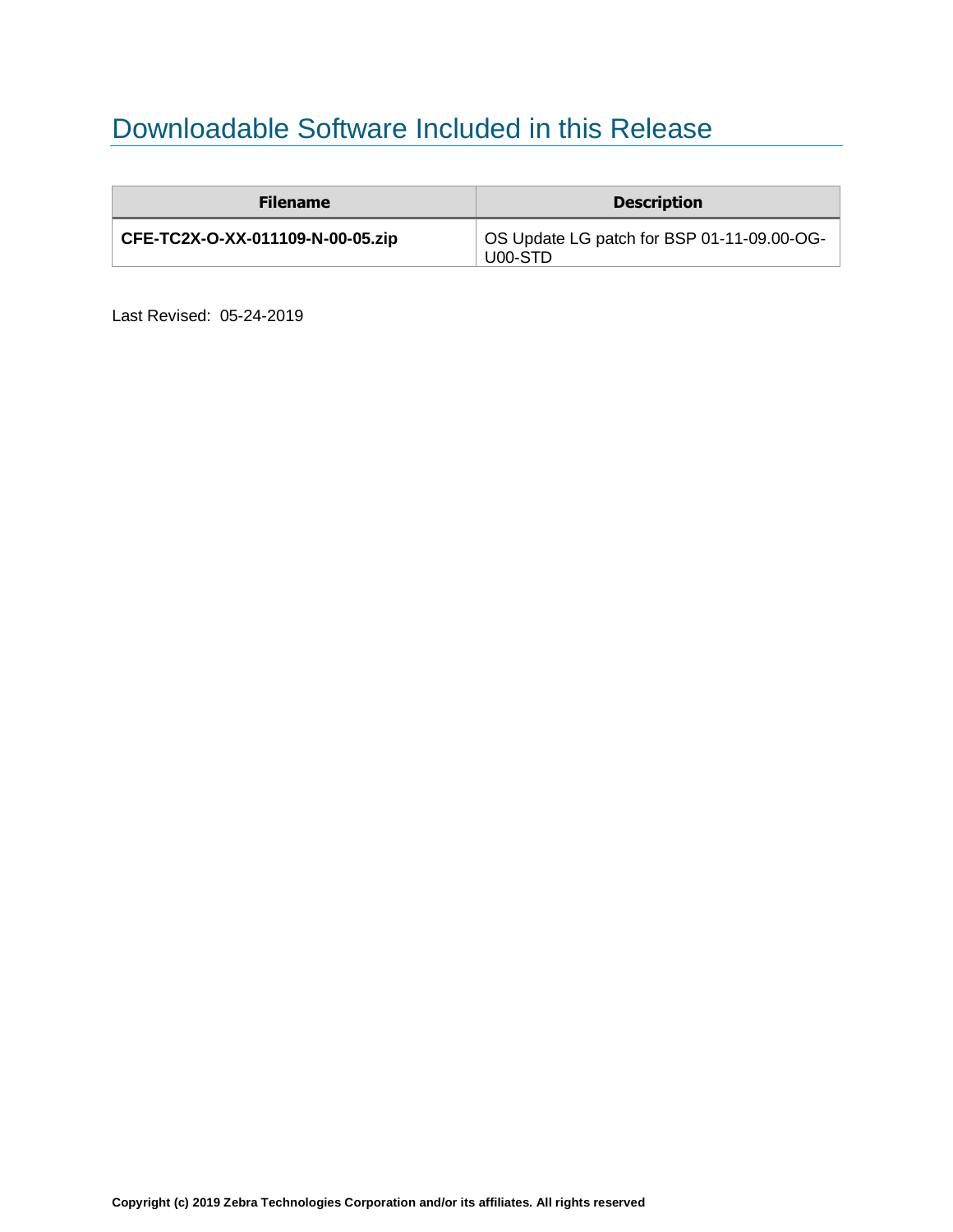# Downloadable Software Included in this Release

| Filename | Description |
| --- | --- |
| **CFE-TC2X-O-XX-011109-N-00-05.zip** | OS Update LG patch for BSP 01-11-09.00-OG-U00-STD |

Last Revised: 05-24-2019

**Copyright (c) 2019 Zebra Technologies Corporation and/or its affiliates. All rights reserved**